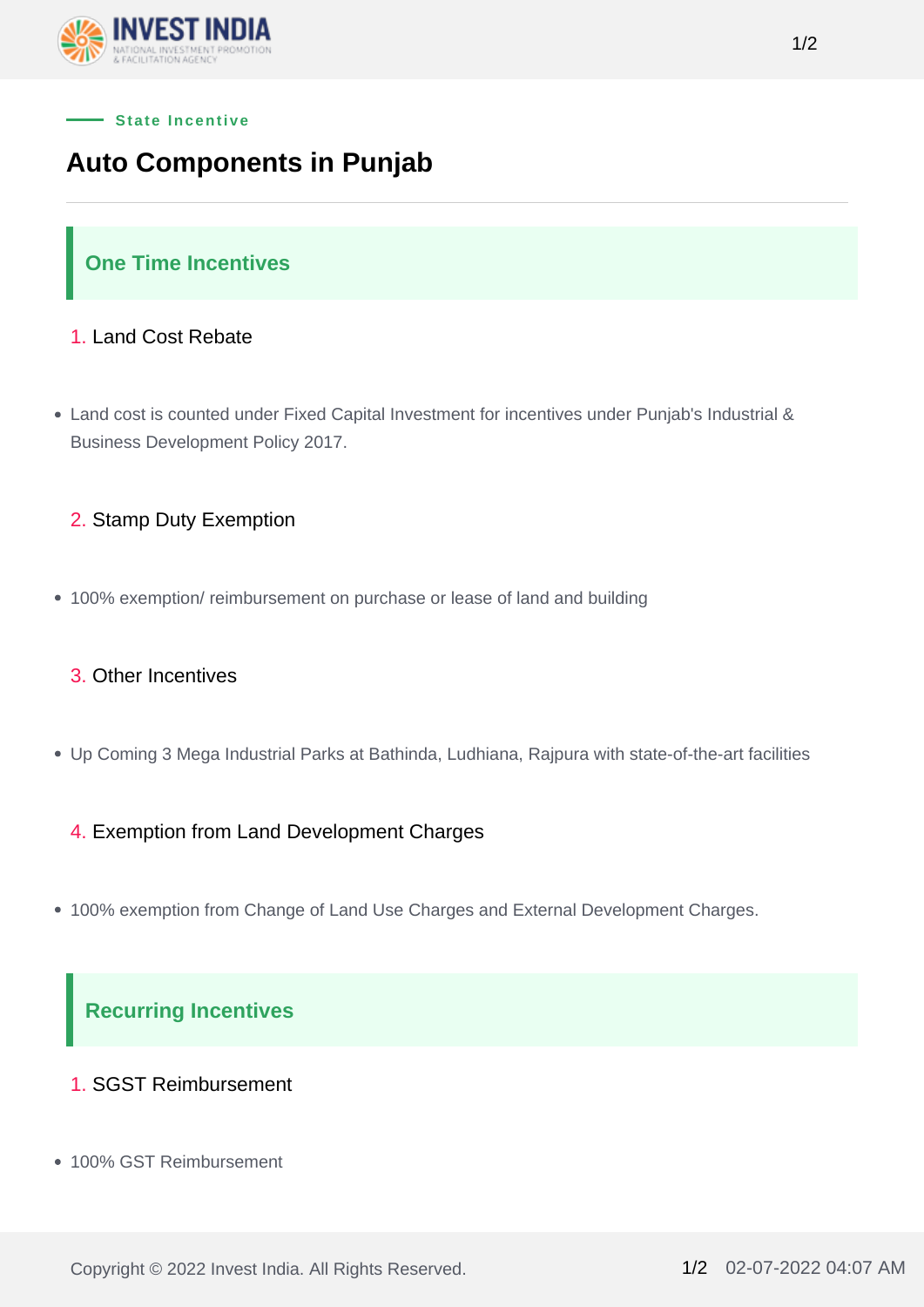State Incentive

# Auto Components in Punjab

## One Time Incentives

### 1. Land Cost Rebate

- Land cost is counted under Fixed Capital Investment for incentives under Punjab's Industrial & Business Development Policy 2017.

### 2. Stamp Duty Exemption

- 100% exemption/ reimbursement on purchase or lease of land and building

### 3. Other Incentives

- Up Coming 3 Mega Industrial Parks at Bathinda, Ludhiana, Rajpura with state-of-the-art facilities

### 4. Exemption from Land Development Charges

- 100% exemption from Change of Land Use Charges and External Development Charges.

## Recurring Incentives

### 1. SGST Reimbursement

- 100% GST Reimbursement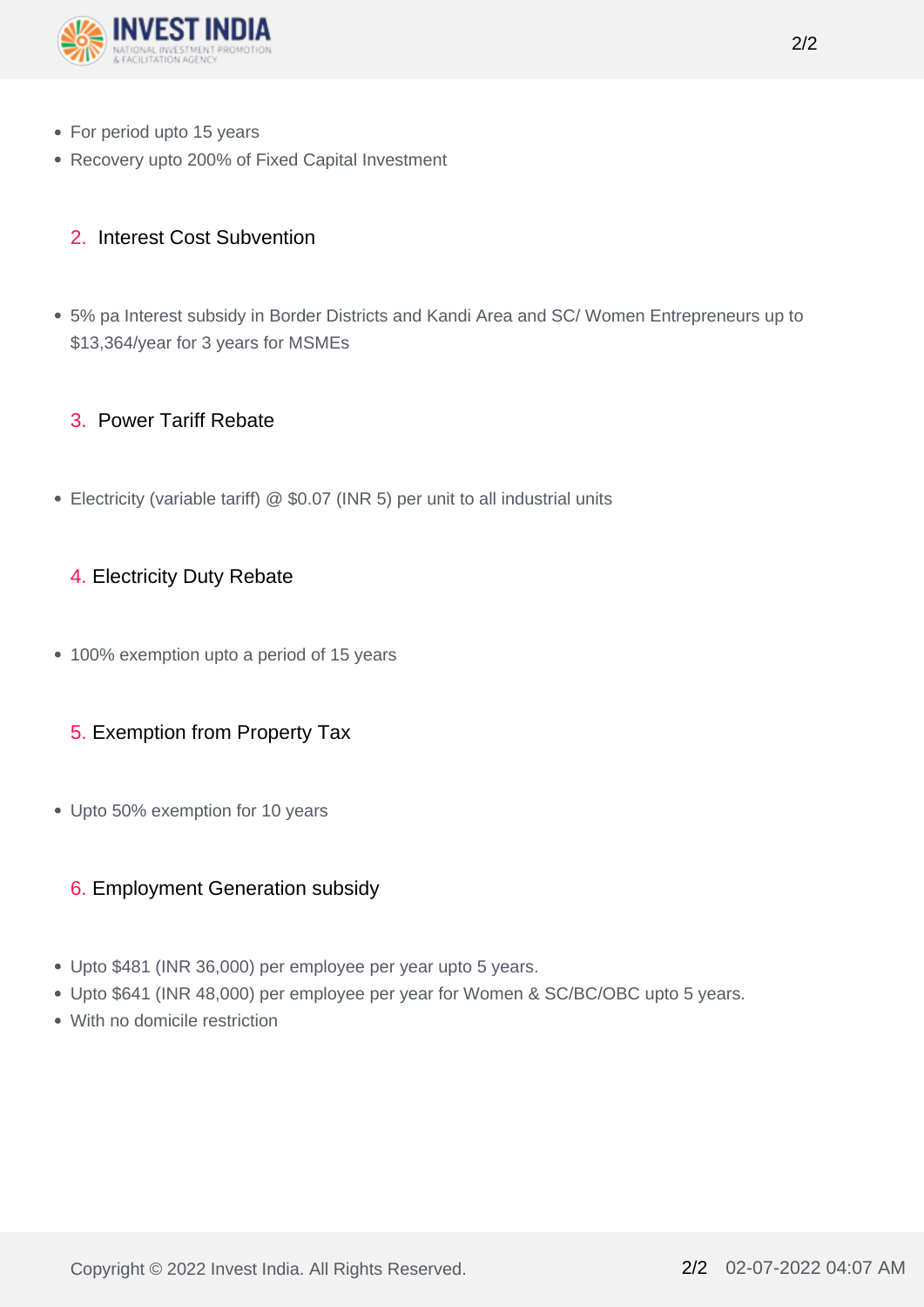- For period upto 15 years
- Recovery upto 200% of Fixed Capital Investment

2. Interest Cost Subvention

- 5% pa Interest subsidy in Border Districts and Kandi Area and SC/ Women Entrepreneurs up to $13,364/year for 3 years for MSMEs

3. Power Tariff Rebate

- Electricity (variable tariff) @ $0.07 (INR 5) per unit to all industrial units

4. Electricity Duty Rebate

- 100% exemption upto a period of 15 years

5. Exemption from Property Tax

- Upto 50% exemption for 10 years

6. Employment Generation subsidy

- Upto $481 (INR 36,000) per employee per year upto 5 years.
- Upto $641 (INR 48,000) per employee per year for Women & SC/BC/OBC upto 5 years.
- With no domicile restriction